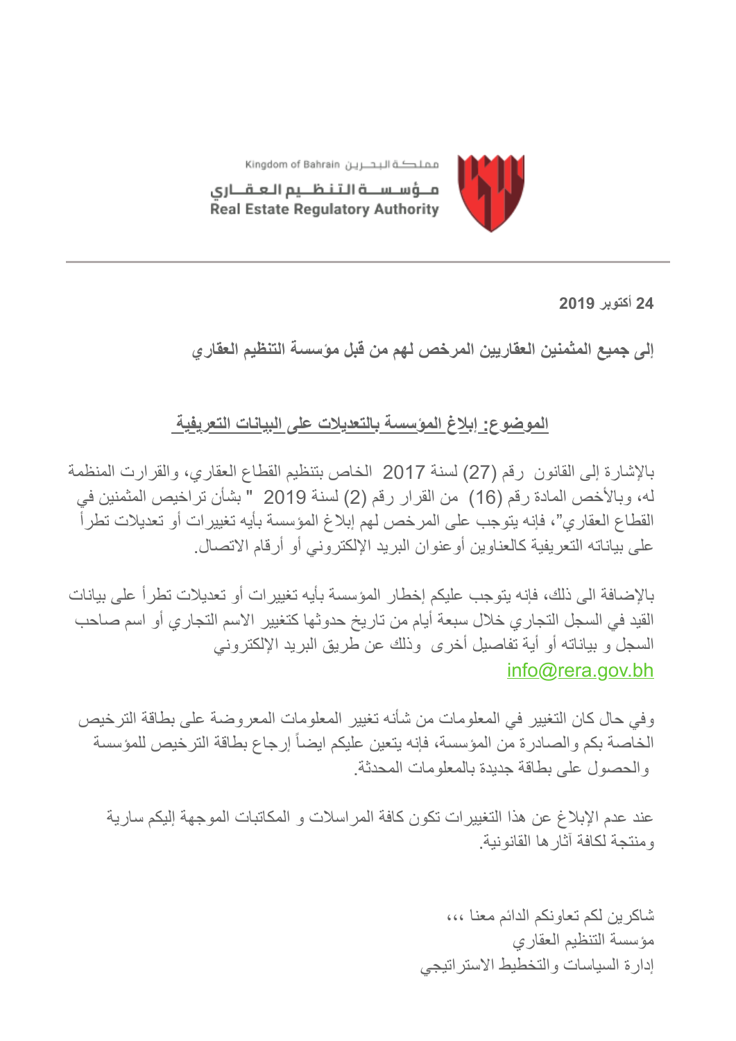Kingdom of Bahrain مملكة البحرين

مؤسسة التنظيم العقاري
Real Estate Regulatory Authority

**24 أكتوبر 2019**

**إلى جميع المثمنين العقاريين المرخص لهم من قبل مؤسسة التنظيم العقاري**

**الموضوع: إبلاغ المؤسسة بالتعديلات على البيانات التعريفية**

بالإشارة إلى القانون رقم (27) لسنة 2017 الخاص بتنظيم القطاع العقاري، والقرارات المنظمة له، وبالأخص المادة رقم (16) من القرار رقم (2) لسنة 2019 " بشأن تراخيص المثمنين في القطاع العقاري"، فإنه يتوجب على المرخص لهم إبلاغ المؤسسة بأيه تغييرات أو تعديلات تطرأ على بياناته التعريفية كالعناوين أوعنوان البريد الإلكتروني أو أرقام الاتصال.

بالإضافة الى ذلك، فإنه يتوجب عليكم إخطار المؤسسة بأيه تغييرات أو تعديلات تطرأ على بيانات القيد في السجل التجاري خلال سبعة أيام من تاريخ حدوثها كتغيير الاسم التجاري أو اسم صاحب السجل و بياناته أو أية تفاصيل أخرى وذلك عن طريق البريد الإلكتروني info@rera.gov.bh

وفي حال كان التغيير في المعلومات من شأنه تغيير المعلومات المعروضة على بطاقة الترخيص الخاصة بكم والصادرة من المؤسسة، فإنه يتعين عليكم ايضاً إرجاع بطاقة الترخيص للمؤسسة والحصول على بطاقة جديدة بالمعلومات المحدثة.

عند عدم الإبلاغ عن هذا التغييرات تكون كافة المراسلات و المكاتبات الموجهة إليكم سارية ومنتجة لكافة آثارها القانونية.

شاكرين لكم تعاونكم الدائم معنا ،،،

مؤسسة التنظيم العقاري

إدارة السياسات والتخطيط الاستراتيجي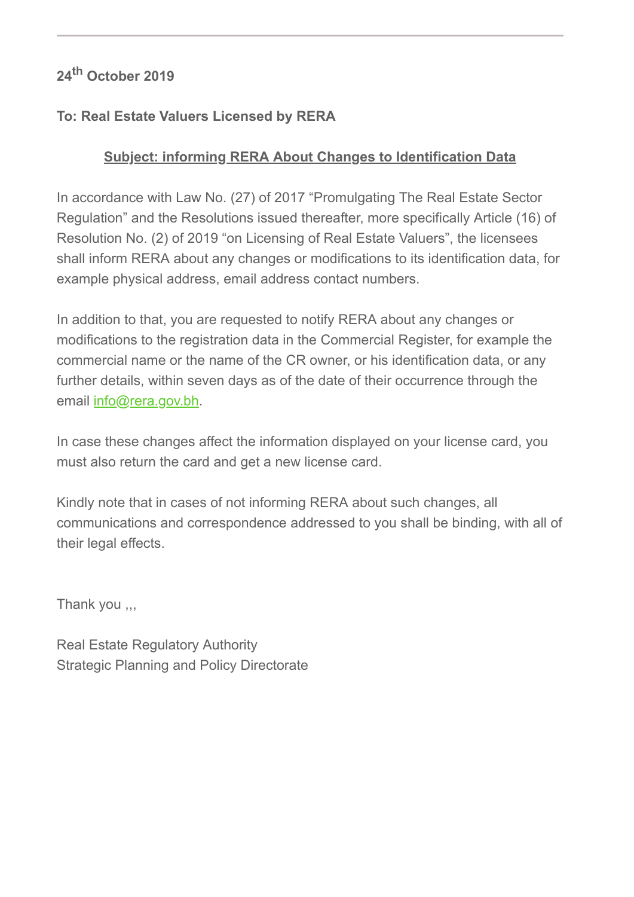**24th October 2019**

**To: Real Estate Valuers Licensed by RERA**

**Subject: informing RERA About Changes to Identification Data**

In accordance with Law No. (27) of 2017 "Promulgating The Real Estate Sector Regulation" and the Resolutions issued thereafter, more specifically Article (16) of Resolution No. (2) of 2019 "on Licensing of Real Estate Valuers", the licensees shall inform RERA about any changes or modifications to its identification data, for example physical address, email address contact numbers.

In addition to that, you are requested to notify RERA about any changes or modifications to the registration data in the Commercial Register, for example the commercial name or the name of the CR owner, or his identification data, or any further details, within seven days as of the date of their occurrence through the email info@rera.gov.bh.

In case these changes affect the information displayed on your license card, you must also return the card and get a new license card.

Kindly note that in cases of not informing RERA about such changes, all communications and correspondence addressed to you shall be binding, with all of their legal effects.

Thank you ,,,

Real Estate Regulatory Authority
Strategic Planning and Policy Directorate